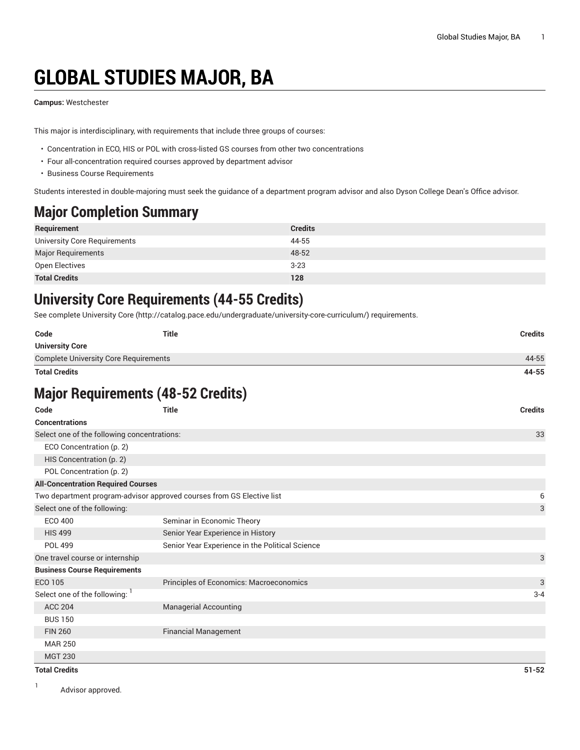# GLOBAL STUDIES MAJOR, BA

**Campus:** Westchester

This major is interdisciplinary, with requirements that include three groups of courses:

- Concentration in ECO, HIS or POL with cross-listed GS courses from other two concentrations
- Four all-concentration required courses approved by department advisor
- Business Course Requirements

Students interested in double-majoring must seek the guidance of a department program advisor and also Dyson College Dean's Office advisor.

## Major Completion Summary

| Requirement | Credits |
|---|---|
| University Core Requirements | 44-55 |
| Major Requirements | 48-52 |
| Open Electives | 3-23 |
| **Total Credits** | **128** |

## University Core Requirements (44-55 Credits)

See complete University Core (http://catalog.pace.edu/undergraduate/university-core-curriculum/) requirements.

| Code | Title | Credits |
|---|---|---|
| **University Core** | | |
| Complete University Core Requirements | | 44-55 |
| **Total Credits** | | **44-55** |

## Major Requirements (48-52 Credits)

| Code | Title | Credits |
|---|---|---|
| **Concentrations** | | |
| Select one of the following concentrations: | | 33 |
| ECO Concentration (p. 2) | | |
| HIS Concentration (p. 2) | | |
| POL Concentration (p. 2) | | |
| **All-Concentration Required Courses** | | |
| Two department program-advisor approved courses from GS Elective list | | 6 |
| Select one of the following: | | 3 |
| ECO 400 | Seminar in Economic Theory | |
| HIS 499 | Senior Year Experience in History | |
| POL 499 | Senior Year Experience in the Political Science | |
| One travel course or internship | | 3 |
| **Business Course Requirements** | | |
| ECO 105 | Principles of Economics: Macroeconomics | 3 |
| Select one of the following: [1] | | 3-4 |
| ACC 204 | Managerial Accounting | |
| BUS 150 | | |
| FIN 260 | Financial Management | |
| MAR 250 | | |
| MGT 230 | | |
| **Total Credits** | | **51-52** |

[1] Advisor approved.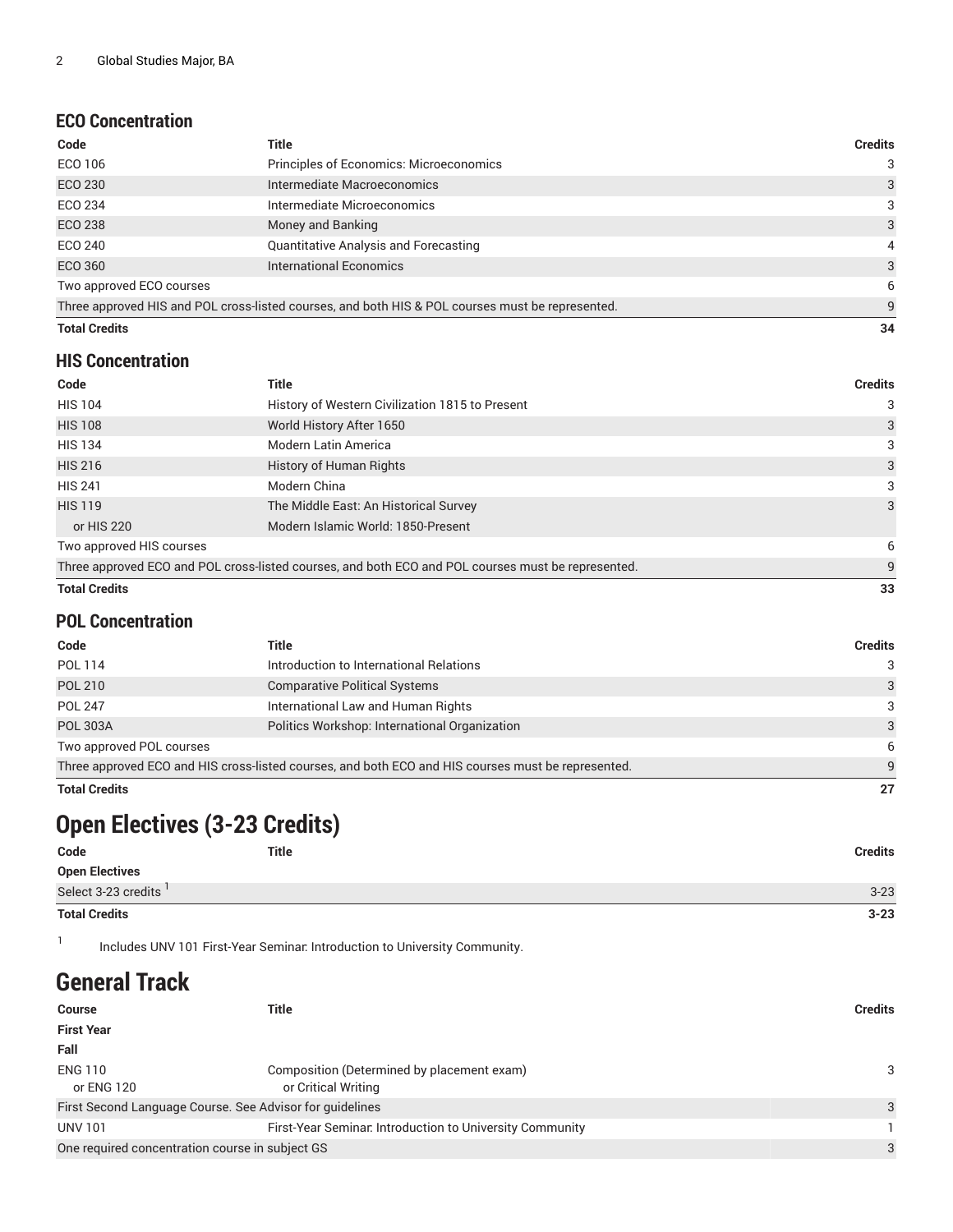### ECO Concentration

| Code | Title | Credits |
|---|---|---|
| ECO 106 | Principles of Economics: Microeconomics | 3 |
| ECO 230 | Intermediate Macroeconomics | 3 |
| ECO 234 | Intermediate Microeconomics | 3 |
| ECO 238 | Money and Banking | 3 |
| ECO 240 | Quantitative Analysis and Forecasting | 4 |
| ECO 360 | International Economics | 3 |
| Two approved ECO courses | | 6 |
| Three approved HIS and POL cross-listed courses, and both HIS & POL courses must be represented. | | 9 |
| **Total Credits** | | **34** |

### HIS Concentration

| Code | Title | Credits |
|---|---|---|
| HIS 104 | History of Western Civilization 1815 to Present | 3 |
| HIS 108 | World History After 1650 | 3 |
| HIS 134 | Modern Latin America | 3 |
| HIS 216 | History of Human Rights | 3 |
| HIS 241 | Modern China | 3 |
| HIS 119 | The Middle East: An Historical Survey | 3 |
| or HIS 220 | Modern Islamic World: 1850-Present | |
| Two approved HIS courses | | 6 |
| Three approved ECO and POL cross-listed courses, and both ECO and POL courses must be represented. | | 9 |
| **Total Credits** | | **33** |

### POL Concentration

| Code | Title | Credits |
|---|---|---|
| POL 114 | Introduction to International Relations | 3 |
| POL 210 | Comparative Political Systems | 3 |
| POL 247 | International Law and Human Rights | 3 |
| POL 303A | Politics Workshop: International Organization | 3 |
| Two approved POL courses | | 6 |
| Three approved ECO and HIS cross-listed courses, and both ECO and HIS courses must be represented. | | 9 |
| **Total Credits** | | **27** |

## Open Electives (3-23 Credits)

| Code | Title | Credits |
|---|---|---|
| **Open Electives** | | |
| Select 3-23 credits [1] | | 3-23 |
| **Total Credits** | | **3-23** |

[1] Includes UNV 101 First-Year Seminar: Introduction to University Community.

## General Track

| Course | Title | Credits |
|---|---|---|
| **First Year** | | |
| **Fall** | | |
| ENG 110<br>or ENG 120 | Composition (Determined by placement exam)<br>or Critical Writing | 3 |
| First Second Language Course. See Advisor for guidelines | | 3 |
| UNV 101 | First-Year Seminar: Introduction to University Community | 1 |
| One required concentration course in subject GS | | 3 |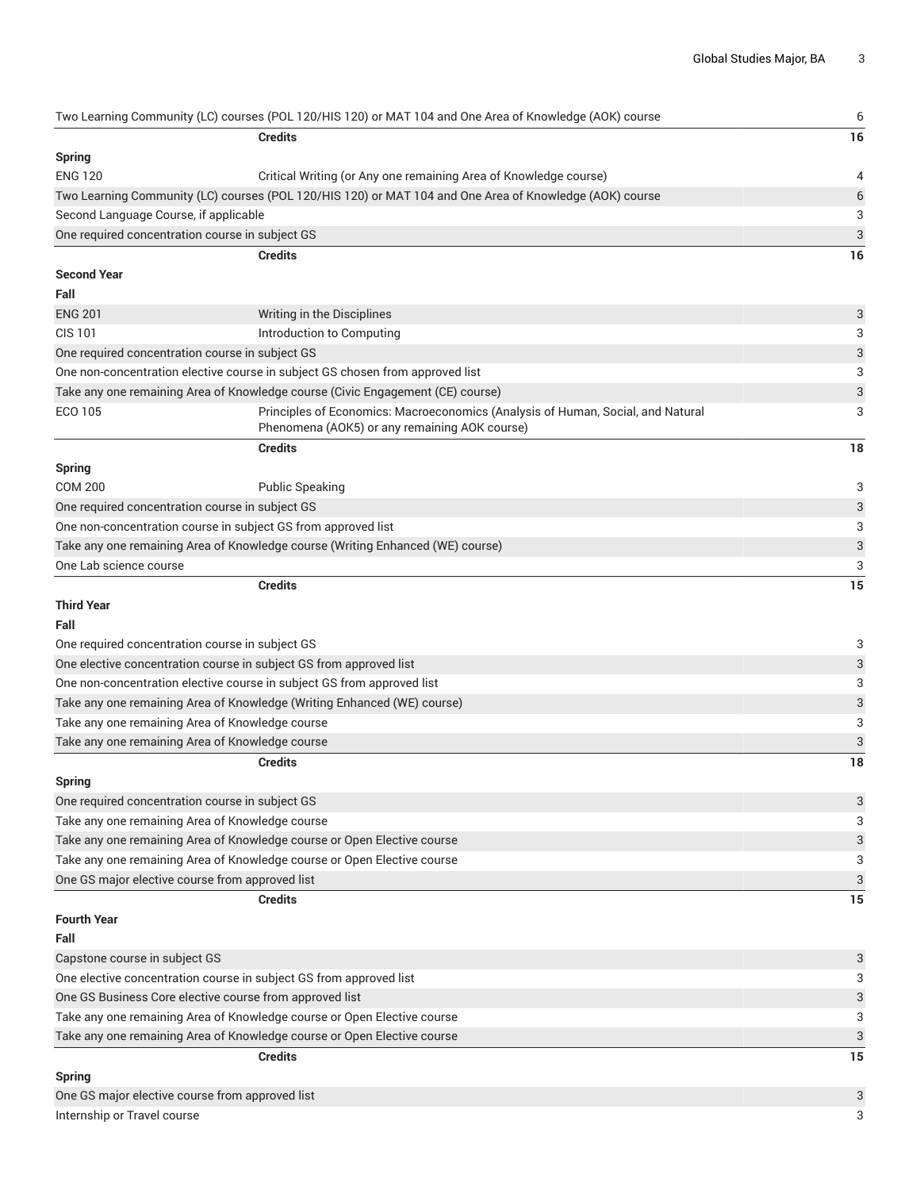| | | |
|---|---|---|
| Two Learning Community (LC) courses (POL 120/HIS 120) or MAT 104 and One Area of Knowledge (AOK) course | | 6 |
| | **Credits** | **16** |
| **Spring** | | |
| ENG 120 | Critical Writing (or Any one remaining Area of Knowledge course) | 4 |
| Two Learning Community (LC) courses (POL 120/HIS 120) or MAT 104 and One Area of Knowledge (AOK) course | | 6 |
| Second Language Course, if applicable | | 3 |
| One required concentration course in subject GS | | 3 |
| | **Credits** | **16** |
| **Second Year** | | |
| **Fall** | | |
| ENG 201 | Writing in the Disciplines | 3 |
| CIS 101 | Introduction to Computing | 3 |
| One required concentration course in subject GS | | 3 |
| One non-concentration elective course in subject GS chosen from approved list | | 3 |
| Take any one remaining Area of Knowledge course (Civic Engagement (CE) course) | | 3 |
| ECO 105 | Principles of Economics: Macroeconomics (Analysis of Human, Social, and Natural Phenomena (AOK5) or any remaining AOK course) | 3 |
| | **Credits** | **18** |
| **Spring** | | |
| COM 200 | Public Speaking | 3 |
| One required concentration course in subject GS | | 3 |
| One non-concentration course in subject GS from approved list | | 3 |
| Take any one remaining Area of Knowledge course (Writing Enhanced (WE) course) | | 3 |
| One Lab science course | | 3 |
| | **Credits** | **15** |
| **Third Year** | | |
| **Fall** | | |
| One required concentration course in subject GS | | 3 |
| One elective concentration course in subject GS from approved list | | 3 |
| One non-concentration elective course in subject GS from approved list | | 3 |
| Take any one remaining Area of Knowledge (Writing Enhanced (WE) course) | | 3 |
| Take any one remaining Area of Knowledge course | | 3 |
| Take any one remaining Area of Knowledge course | | 3 |
| | **Credits** | **18** |
| **Spring** | | |
| One required concentration course in subject GS | | 3 |
| Take any one remaining Area of Knowledge course | | 3 |
| Take any one remaining Area of Knowledge course or Open Elective course | | 3 |
| Take any one remaining Area of Knowledge course or Open Elective course | | 3 |
| One GS major elective course from approved list | | 3 |
| | **Credits** | **15** |
| **Fourth Year** | | |
| **Fall** | | |
| Capstone course in subject GS | | 3 |
| One elective concentration course in subject GS from approved list | | 3 |
| One GS Business Core elective course from approved list | | 3 |
| Take any one remaining Area of Knowledge course or Open Elective course | | 3 |
| Take any one remaining Area of Knowledge course or Open Elective course | | 3 |
| | **Credits** | **15** |
| **Spring** | | |
| One GS major elective course from approved list | | 3 |
| Internship or Travel course | | 3 |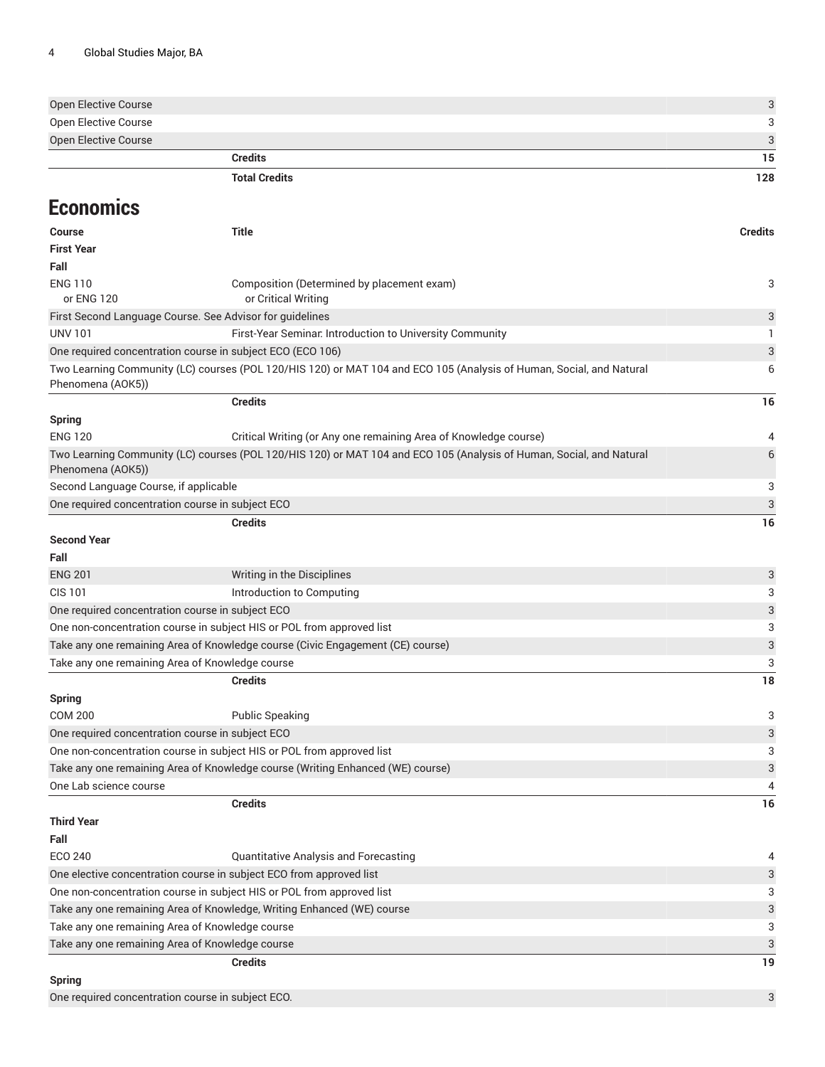| Course | Title | Credits |
|---|---|---|
| Open Elective Course | | 3 |
| Open Elective Course | | 3 |
| Open Elective Course | | 3 |
| | **Credits** | **15** |
| | **Total Credits** | **128** |

## Economics

| Course | Title | Credits |
|---|---|---|
| **First Year** | | |
| **Fall** | | |
| ENG 110 or ENG 120 | Composition (Determined by placement exam) or Critical Writing | 3 |
| First Second Language Course. See Advisor for guidelines | | 3 |
| UNV 101 | First-Year Seminar: Introduction to University Community | 1 |
| One required concentration course in subject ECO (ECO 106) | | 3 |
| Two Learning Community (LC) courses (POL 120/HIS 120) or MAT 104 and ECO 105 (Analysis of Human, Social, and Natural Phenomena (AOK5)) | | 6 |
| | **Credits** | **16** |
| **Spring** | | |
| ENG 120 | Critical Writing (or Any one remaining Area of Knowledge course) | 4 |
| Two Learning Community (LC) courses (POL 120/HIS 120) or MAT 104 and ECO 105 (Analysis of Human, Social, and Natural Phenomena (AOK5)) | | 6 |
| Second Language Course, if applicable | | 3 |
| One required concentration course in subject ECO | | 3 |
| | **Credits** | **16** |
| **Second Year** | | |
| **Fall** | | |
| ENG 201 | Writing in the Disciplines | 3 |
| CIS 101 | Introduction to Computing | 3 |
| One required concentration course in subject ECO | | 3 |
| One non-concentration course in subject HIS or POL from approved list | | 3 |
| Take any one remaining Area of Knowledge course (Civic Engagement (CE) course) | | 3 |
| Take any one remaining Area of Knowledge course | | 3 |
| | **Credits** | **18** |
| **Spring** | | |
| COM 200 | Public Speaking | 3 |
| One required concentration course in subject ECO | | 3 |
| One non-concentration course in subject HIS or POL from approved list | | 3 |
| Take any one remaining Area of Knowledge course (Writing Enhanced (WE) course) | | 3 |
| One Lab science course | | 4 |
| | **Credits** | **16** |
| **Third Year** | | |
| **Fall** | | |
| ECO 240 | Quantitative Analysis and Forecasting | 4 |
| One elective concentration course in subject ECO from approved list | | 3 |
| One non-concentration course in subject HIS or POL from approved list | | 3 |
| Take any one remaining Area of Knowledge, Writing Enhanced (WE) course | | 3 |
| Take any one remaining Area of Knowledge course | | 3 |
| Take any one remaining Area of Knowledge course | | 3 |
| | **Credits** | **19** |
| **Spring** | | |
| One required concentration course in subject ECO. | | 3 |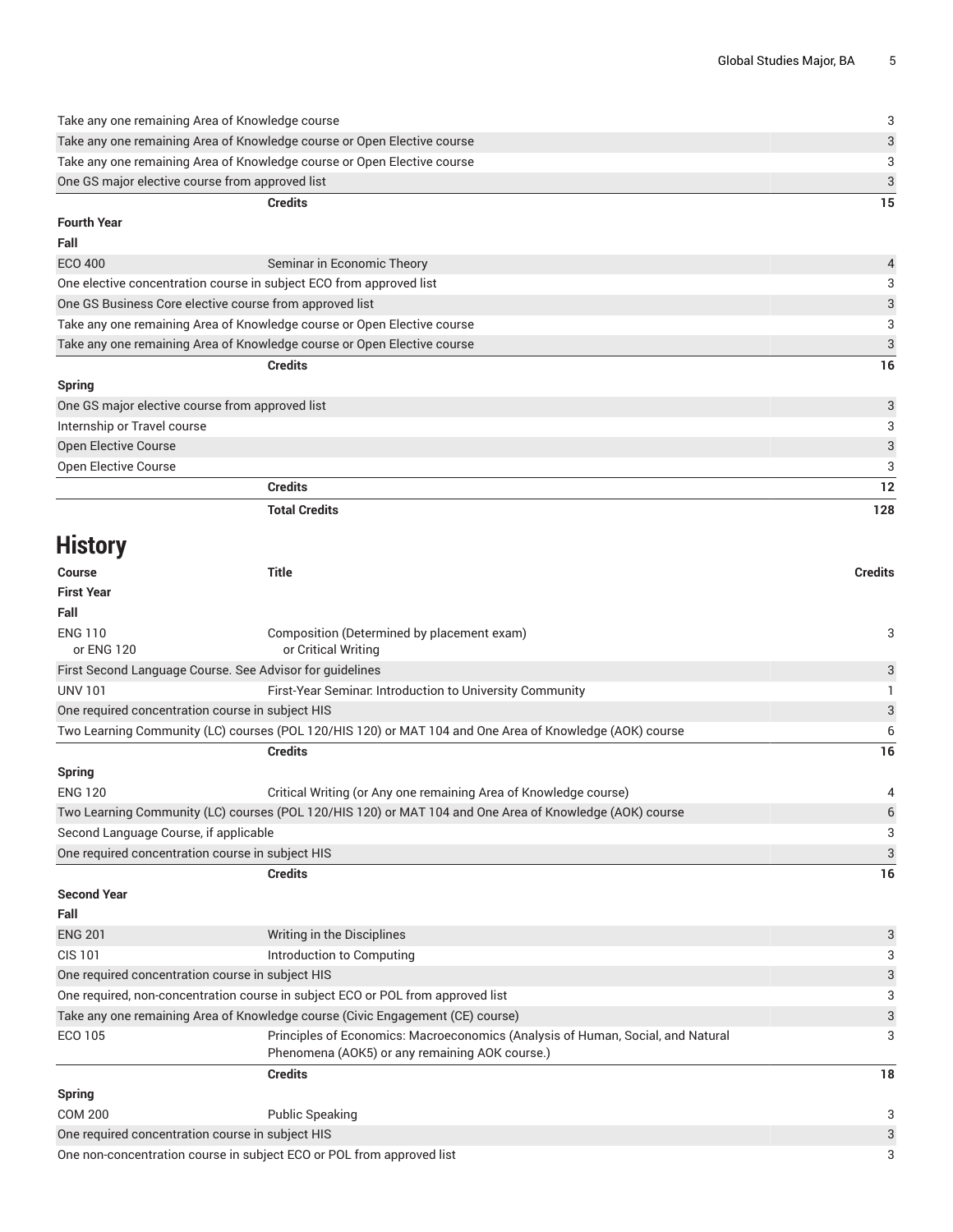| | | |
|---|---|---|
| Take any one remaining Area of Knowledge course | | 3 |
| Take any one remaining Area of Knowledge course or Open Elective course | | 3 |
| Take any one remaining Area of Knowledge course or Open Elective course | | 3 |
| One GS major elective course from approved list | | 3 |
| | **Credits** | **15** |
| **Fourth Year** | | |
| **Fall** | | |
| ECO 400 | Seminar in Economic Theory | 4 |
| One elective concentration course in subject ECO from approved list | | 3 |
| One GS Business Core elective course from approved list | | 3 |
| Take any one remaining Area of Knowledge course or Open Elective course | | 3 |
| Take any one remaining Area of Knowledge course or Open Elective course | | 3 |
| | **Credits** | **16** |
| **Spring** | | |
| One GS major elective course from approved list | | 3 |
| Internship or Travel course | | 3 |
| Open Elective Course | | 3 |
| Open Elective Course | | 3 |
| | **Credits** | **12** |
| | **Total Credits** | **128** |

## History

| Course | Title | Credits |
|---|---|---|
| **First Year** | | |
| **Fall** | | |
| ENG 110 or ENG 120 | Composition (Determined by placement exam) or Critical Writing | 3 |
| First Second Language Course. See Advisor for guidelines | | 3 |
| UNV 101 | First-Year Seminar: Introduction to University Community | 1 |
| One required concentration course in subject HIS | | 3 |
| Two Learning Community (LC) courses (POL 120/HIS 120) or MAT 104 and One Area of Knowledge (AOK) course | | 6 |
| | **Credits** | **16** |
| **Spring** | | |
| ENG 120 | Critical Writing (or Any one remaining Area of Knowledge course) | 4 |
| Two Learning Community (LC) courses (POL 120/HIS 120) or MAT 104 and One Area of Knowledge (AOK) course | | 6 |
| Second Language Course, if applicable | | 3 |
| One required concentration course in subject HIS | | 3 |
| | **Credits** | **16** |
| **Second Year** | | |
| **Fall** | | |
| ENG 201 | Writing in the Disciplines | 3 |
| CIS 101 | Introduction to Computing | 3 |
| One required concentration course in subject HIS | | 3 |
| One required, non-concentration course in subject ECO or POL from approved list | | 3 |
| Take any one remaining Area of Knowledge course (Civic Engagement (CE) course) | | 3 |
| ECO 105 | Principles of Economics: Macroeconomics (Analysis of Human, Social, and Natural Phenomena (AOK5) or any remaining AOK course.) | 3 |
| | **Credits** | **18** |
| **Spring** | | |
| COM 200 | Public Speaking | 3 |
| One required concentration course in subject HIS | | 3 |
| One non-concentration course in subject ECO or POL from approved list | | 3 |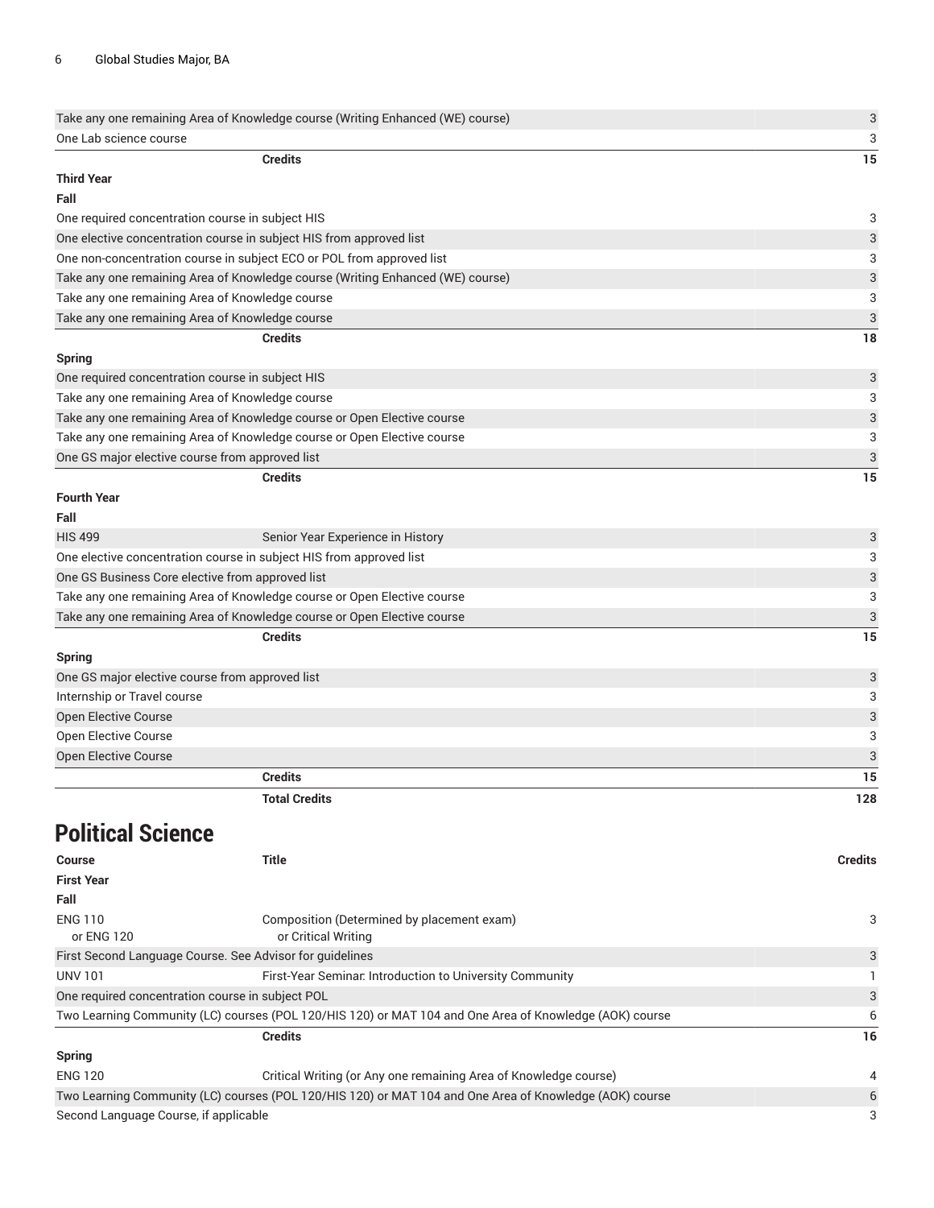| | | |
|---|---|---|
| Take any one remaining Area of Knowledge course (Writing Enhanced (WE) course) | | 3 |
| One Lab science course | | 3 |
| | **Credits** | **15** |
| **Third Year** | | |
| **Fall** | | |
| One required concentration course in subject HIS | | 3 |
| One elective concentration course in subject HIS from approved list | | 3 |
| One non-concentration course in subject ECO or POL from approved list | | 3 |
| Take any one remaining Area of Knowledge course (Writing Enhanced (WE) course) | | 3 |
| Take any one remaining Area of Knowledge course | | 3 |
| Take any one remaining Area of Knowledge course | | 3 |
| | **Credits** | **18** |
| **Spring** | | |
| One required concentration course in subject HIS | | 3 |
| Take any one remaining Area of Knowledge course | | 3 |
| Take any one remaining Area of Knowledge course or Open Elective course | | 3 |
| Take any one remaining Area of Knowledge course or Open Elective course | | 3 |
| One GS major elective course from approved list | | 3 |
| | **Credits** | **15** |
| **Fourth Year** | | |
| **Fall** | | |
| HIS 499 | Senior Year Experience in History | 3 |
| One elective concentration course in subject HIS from approved list | | 3 |
| One GS Business Core elective from approved list | | 3 |
| Take any one remaining Area of Knowledge course or Open Elective course | | 3 |
| Take any one remaining Area of Knowledge course or Open Elective course | | 3 |
| | **Credits** | **15** |
| **Spring** | | |
| One GS major elective course from approved list | | 3 |
| Internship or Travel course | | 3 |
| Open Elective Course | | 3 |
| Open Elective Course | | 3 |
| Open Elective Course | | 3 |
| | **Credits** | **15** |
| | **Total Credits** | **128** |

## Political Science

| Course | Title | Credits |
|---|---|---|
| **First Year** | | |
| **Fall** | | |
| ENG 110 or ENG 120 | Composition (Determined by placement exam) or Critical Writing | 3 |
| First Second Language Course. See Advisor for guidelines | | 3 |
| UNV 101 | First-Year Seminar: Introduction to University Community | 1 |
| One required concentration course in subject POL | | 3 |
| Two Learning Community (LC) courses (POL 120/HIS 120) or MAT 104 and One Area of Knowledge (AOK) course | | 6 |
| | **Credits** | **16** |
| **Spring** | | |
| ENG 120 | Critical Writing (or Any one remaining Area of Knowledge course) | 4 |
| Two Learning Community (LC) courses (POL 120/HIS 120) or MAT 104 and One Area of Knowledge (AOK) course | | 6 |
| Second Language Course, if applicable | | 3 |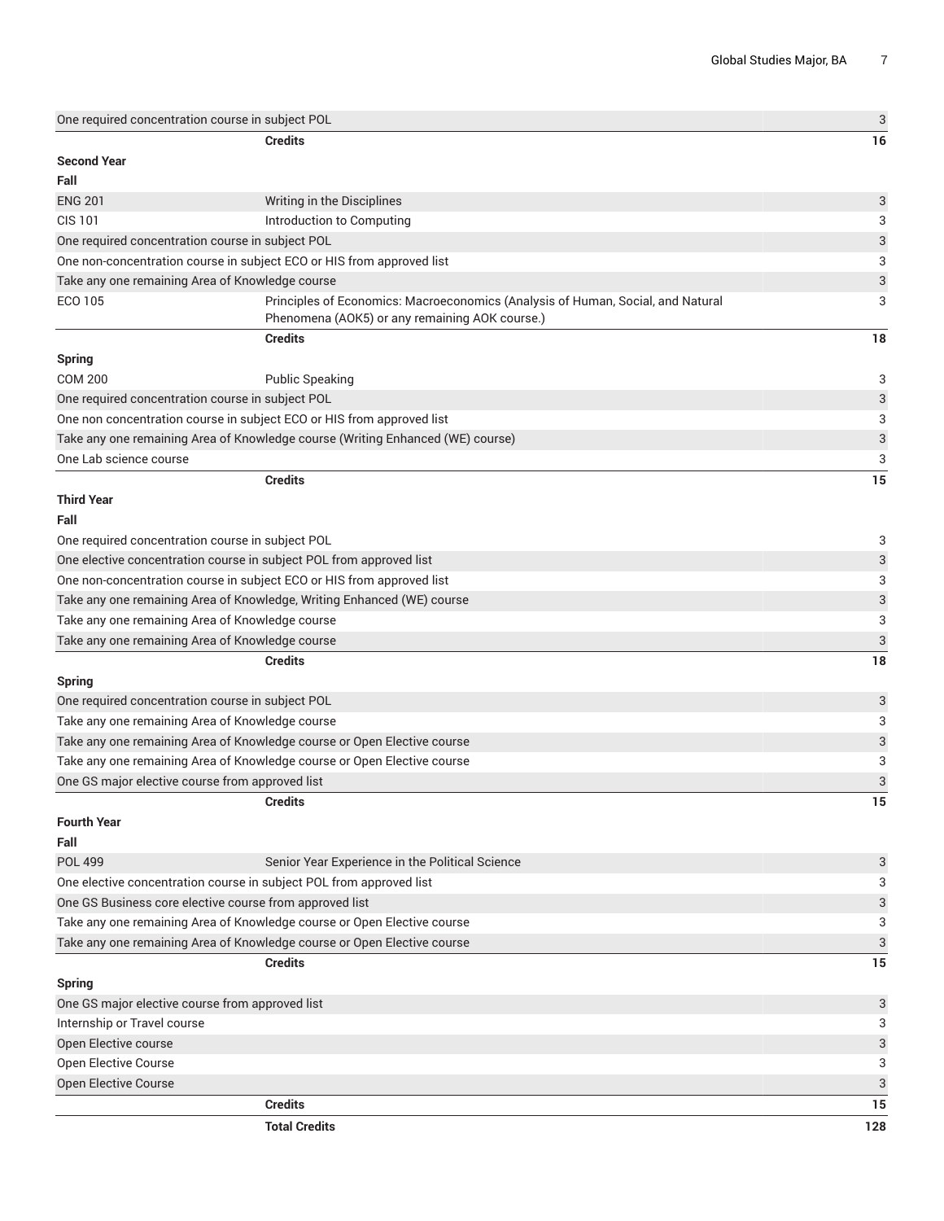| | | |
|---|---|---|
| One required concentration course in subject POL | | 3 |
| | **Credits** | **16** |
| **Second Year** | | |
| **Fall** | | |
| ENG 201 | Writing in the Disciplines | 3 |
| CIS 101 | Introduction to Computing | 3 |
| One required concentration course in subject POL | | 3 |
| One non-concentration course in subject ECO or HIS from approved list | | 3 |
| Take any one remaining Area of Knowledge course | | 3 |
| ECO 105 | Principles of Economics: Macroeconomics (Analysis of Human, Social, and Natural Phenomena (AOK5) or any remaining AOK course.) | 3 |
| | **Credits** | **18** |
| **Spring** | | |
| COM 200 | Public Speaking | 3 |
| One required concentration course in subject POL | | 3 |
| One non concentration course in subject ECO or HIS from approved list | | 3 |
| Take any one remaining Area of Knowledge course (Writing Enhanced (WE) course) | | 3 |
| One Lab science course | | 3 |
| | **Credits** | **15** |
| **Third Year** | | |
| **Fall** | | |
| One required concentration course in subject POL | | 3 |
| One elective concentration course in subject POL from approved list | | 3 |
| One non-concentration course in subject ECO or HIS from approved list | | 3 |
| Take any one remaining Area of Knowledge, Writing Enhanced (WE) course | | 3 |
| Take any one remaining Area of Knowledge course | | 3 |
| Take any one remaining Area of Knowledge course | | 3 |
| | **Credits** | **18** |
| **Spring** | | |
| One required concentration course in subject POL | | 3 |
| Take any one remaining Area of Knowledge course | | 3 |
| Take any one remaining Area of Knowledge course or Open Elective course | | 3 |
| Take any one remaining Area of Knowledge course or Open Elective course | | 3 |
| One GS major elective course from approved list | | 3 |
| | **Credits** | **15** |
| **Fourth Year** | | |
| **Fall** | | |
| POL 499 | Senior Year Experience in the Political Science | 3 |
| One elective concentration course in subject POL from approved list | | 3 |
| One GS Business core elective course from approved list | | 3 |
| Take any one remaining Area of Knowledge course or Open Elective course | | 3 |
| Take any one remaining Area of Knowledge course or Open Elective course | | 3 |
| | **Credits** | **15** |
| **Spring** | | |
| One GS major elective course from approved list | | 3 |
| Internship or Travel course | | 3 |
| Open Elective course | | 3 |
| Open Elective Course | | 3 |
| Open Elective Course | | 3 |
| | **Credits** | **15** |
| | **Total Credits** | **128** |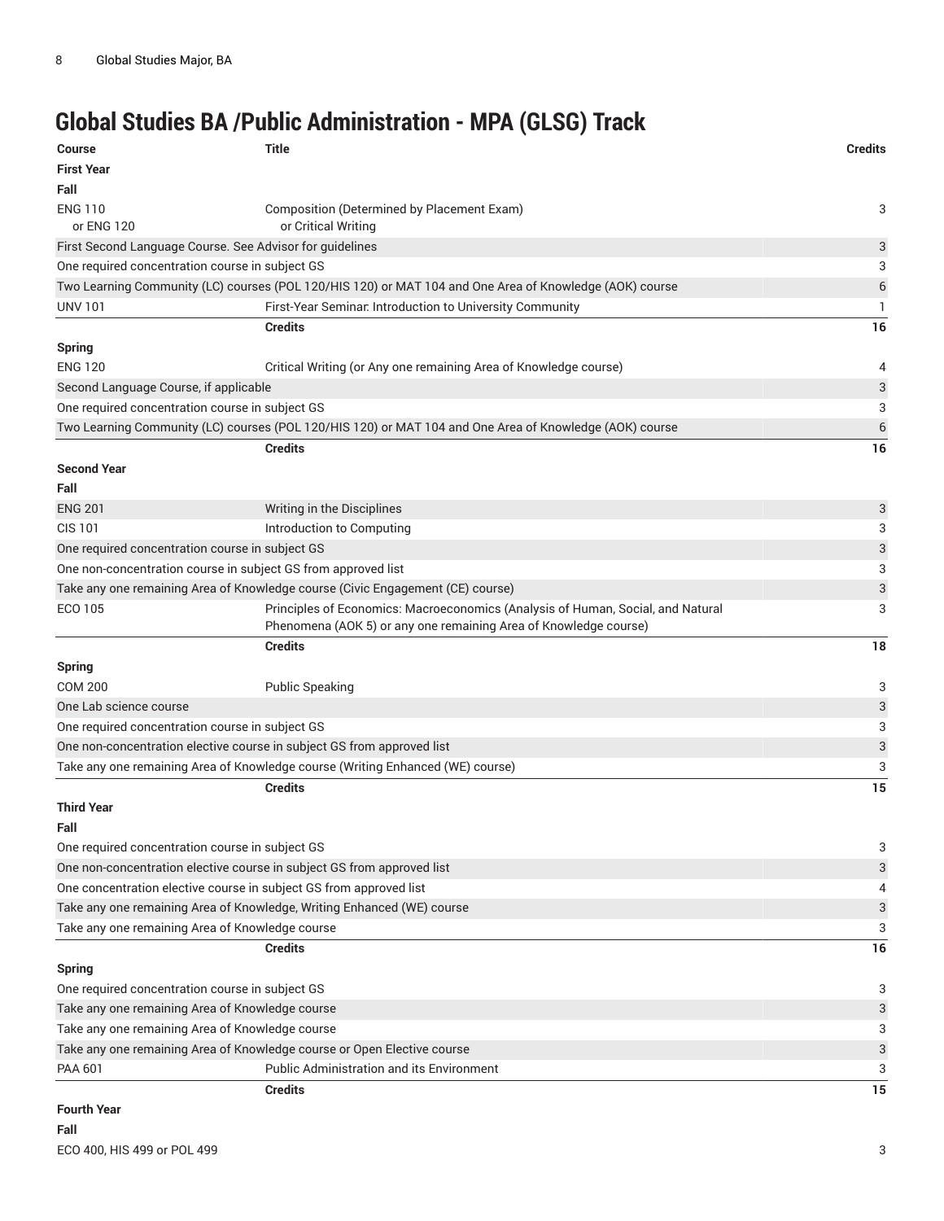# Global Studies BA /Public Administration - MPA (GLSG) Track

| Course | Title | Credits |
| --- | --- | --- |
| **First Year** | | |
| **Fall** | | |
| ENG 110<br>or ENG 120 | Composition (Determined by Placement Exam)<br>or Critical Writing | 3 |
| First Second Language Course. See Advisor for guidelines | | 3 |
| One required concentration course in subject GS | | 3 |
| Two Learning Community (LC) courses (POL 120/HIS 120) or MAT 104 and One Area of Knowledge (AOK) course | | 6 |
| UNV 101 | First-Year Seminar: Introduction to University Community | 1 |
| | **Credits** | **16** |
| **Spring** | | |
| ENG 120 | Critical Writing (or Any one remaining Area of Knowledge course) | 4 |
| Second Language Course, if applicable | | 3 |
| One required concentration course in subject GS | | 3 |
| Two Learning Community (LC) courses (POL 120/HIS 120) or MAT 104 and One Area of Knowledge (AOK) course | | 6 |
| | **Credits** | **16** |
| **Second Year** | | |
| **Fall** | | |
| ENG 201 | Writing in the Disciplines | 3 |
| CIS 101 | Introduction to Computing | 3 |
| One required concentration course in subject GS | | 3 |
| One non-concentration course in subject GS from approved list | | 3 |
| Take any one remaining Area of Knowledge course (Civic Engagement (CE) course) | | 3 |
| ECO 105 | Principles of Economics: Macroeconomics (Analysis of Human, Social, and Natural Phenomena (AOK 5) or any one remaining Area of Knowledge course) | 3 |
| | **Credits** | **18** |
| **Spring** | | |
| COM 200 | Public Speaking | 3 |
| One Lab science course | | 3 |
| One required concentration course in subject GS | | 3 |
| One non-concentration elective course in subject GS from approved list | | 3 |
| Take any one remaining Area of Knowledge course (Writing Enhanced (WE) course) | | 3 |
| | **Credits** | **15** |
| **Third Year** | | |
| **Fall** | | |
| One required concentration course in subject GS | | 3 |
| One non-concentration elective course in subject GS from approved list | | 3 |
| One concentration elective course in subject GS from approved list | | 4 |
| Take any one remaining Area of Knowledge, Writing Enhanced (WE) course | | 3 |
| Take any one remaining Area of Knowledge course | | 3 |
| | **Credits** | **16** |
| **Spring** | | |
| One required concentration course in subject GS | | 3 |
| Take any one remaining Area of Knowledge course | | 3 |
| Take any one remaining Area of Knowledge course | | 3 |
| Take any one remaining Area of Knowledge course or Open Elective course | | 3 |
| PAA 601 | Public Administration and its Environment | 3 |
| | **Credits** | **15** |
| **Fourth Year** | | |
| **Fall** | | |
| ECO 400, HIS 499 or POL 499 | | 3 |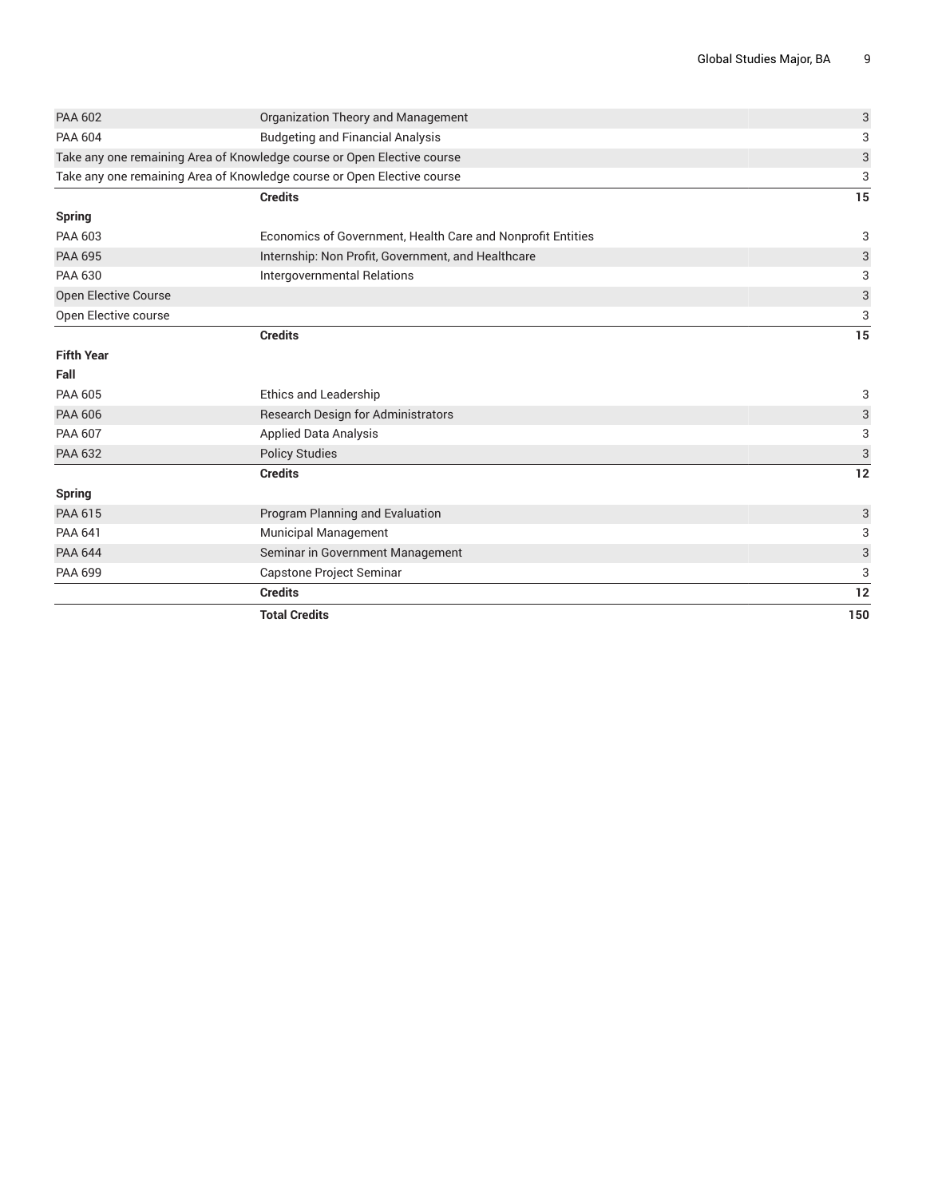| | | |
|---|---|---|
| PAA 602 | Organization Theory and Management | 3 |
| PAA 604 | Budgeting and Financial Analysis | 3 |
| Take any one remaining Area of Knowledge course or Open Elective course | | 3 |
| Take any one remaining Area of Knowledge course or Open Elective course | | 3 |
| | **Credits** | **15** |
| **Spring** | | |
| PAA 603 | Economics of Government, Health Care and Nonprofit Entities | 3 |
| PAA 695 | Internship: Non Profit, Government, and Healthcare | 3 |
| PAA 630 | Intergovernmental Relations | 3 |
| Open Elective Course | | 3 |
| Open Elective course | | 3 |
| | **Credits** | **15** |
| **Fifth Year** | | |
| **Fall** | | |
| PAA 605 | Ethics and Leadership | 3 |
| PAA 606 | Research Design for Administrators | 3 |
| PAA 607 | Applied Data Analysis | 3 |
| PAA 632 | Policy Studies | 3 |
| | **Credits** | **12** |
| **Spring** | | |
| PAA 615 | Program Planning and Evaluation | 3 |
| PAA 641 | Municipal Management | 3 |
| PAA 644 | Seminar in Government Management | 3 |
| PAA 699 | Capstone Project Seminar | 3 |
| | **Credits** | **12** |
| | **Total Credits** | **150** |